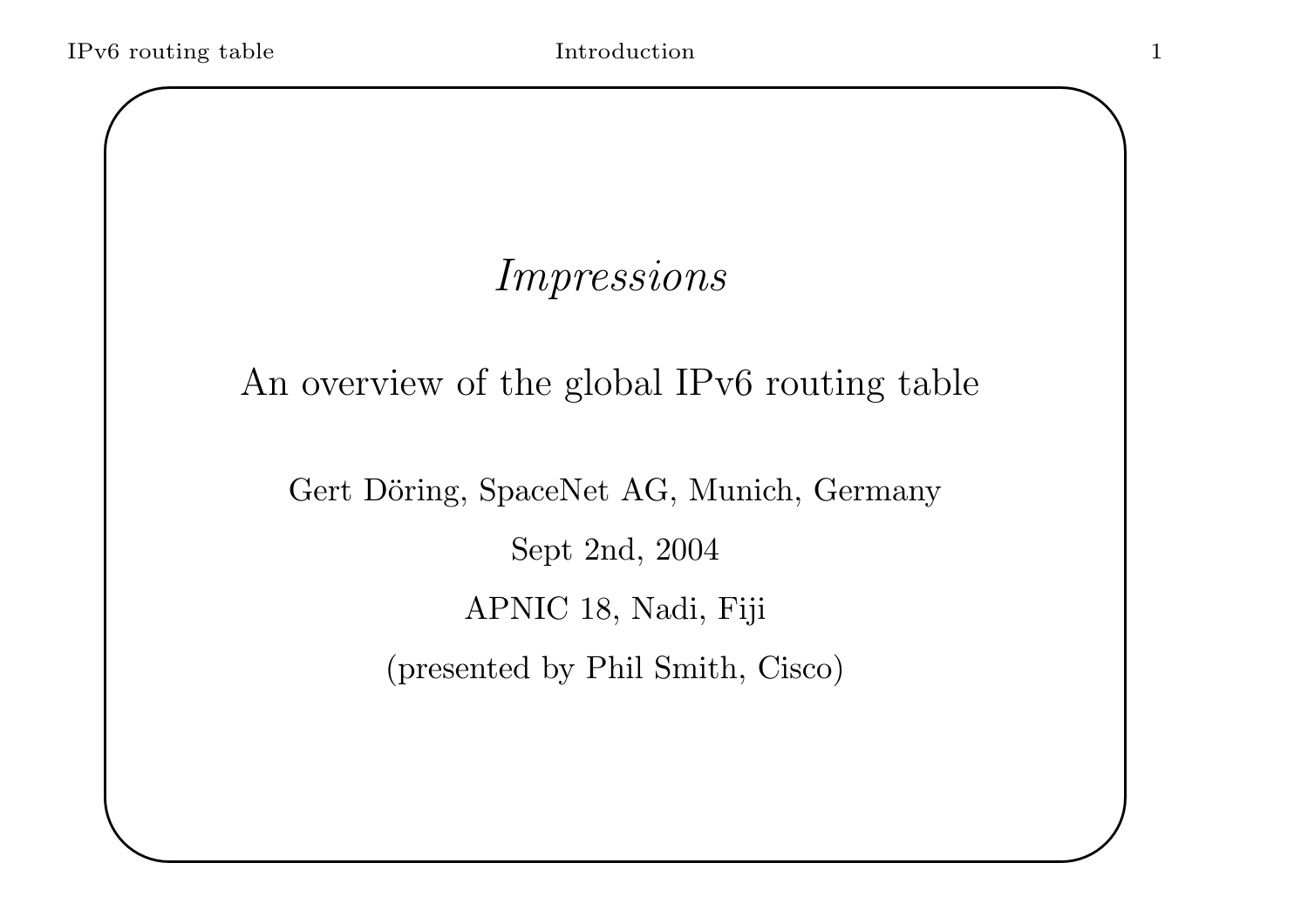# *Impressions*

## An overview of the global IPv6 routing table

Gert Döring, SpaceNet AG, Munich, Germany

Sept 2nd, 2004

APNIC 18, Nadi, Fiji

(presented by Phil Smith, Cisco)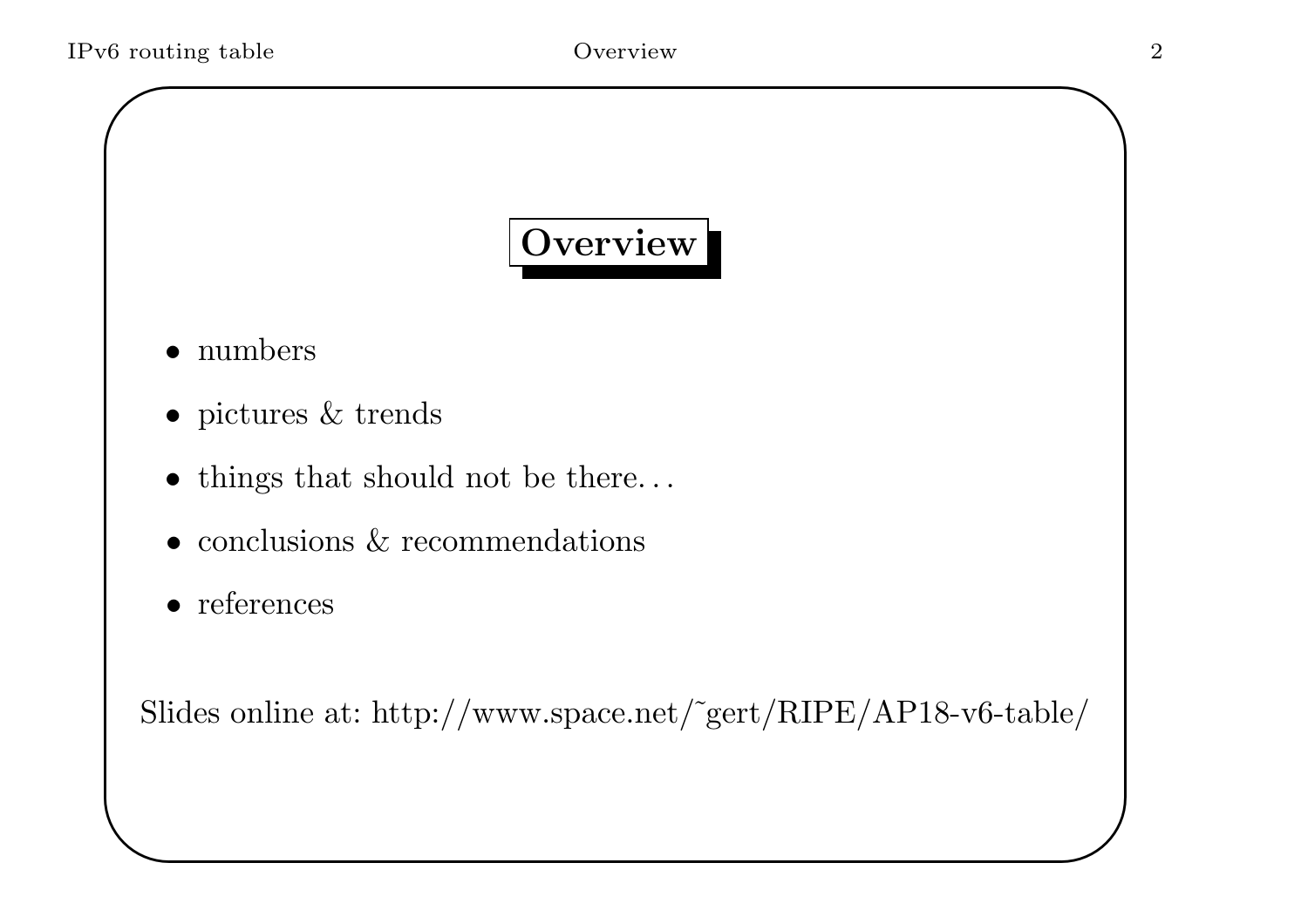# Overview

- numbers
- pictures & trends
- things that should not be there...
- conclusions & recommendations
- references

Slides online at: http://www.space.net/~gert/RIPE/AP18-v6-table/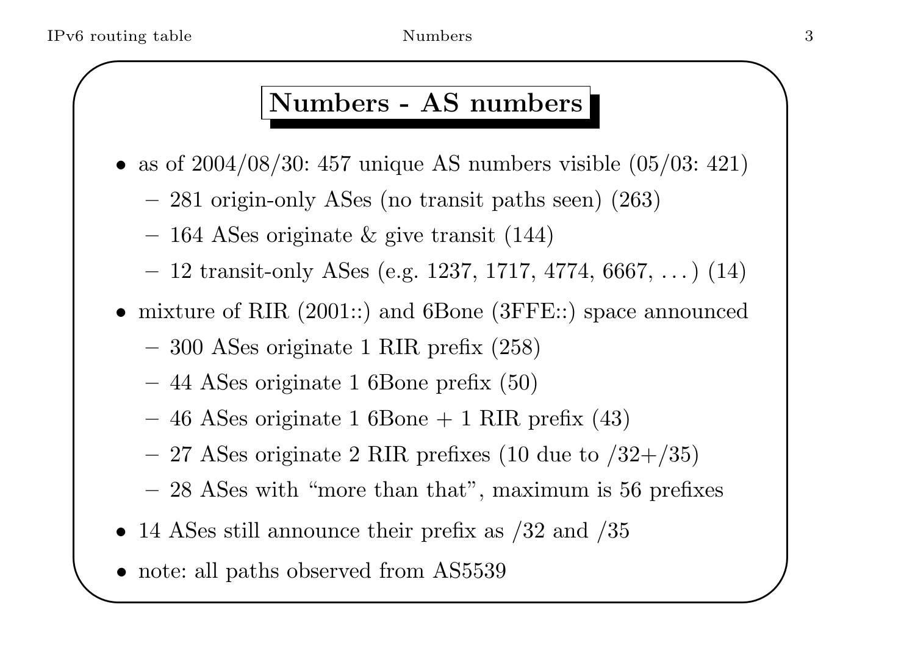# Numbers - AS numbers

- as of 2004/08/30: 457 unique AS numbers visible (05/03: 421)
  - 281 origin-only ASes (no transit paths seen) (263)
  - 164 ASes originate & give transit (144)
  - 12 transit-only ASes (e.g. 1237, 1717, 4774, 6667, ...) (14)
- mixture of RIR (2001::) and 6Bone (3FFE::) space announced
  - 300 ASes originate 1 RIR prefix (258)
  - 44 ASes originate 1 6Bone prefix (50)
  - 46 ASes originate 1 6Bone + 1 RIR prefix (43)
  - 27 ASes originate 2 RIR prefixes (10 due to /32+/35)
  - 28 ASes with "more than that", maximum is 56 prefixes
- 14 ASes still announce their prefix as /32 and /35
- note: all paths observed from AS5539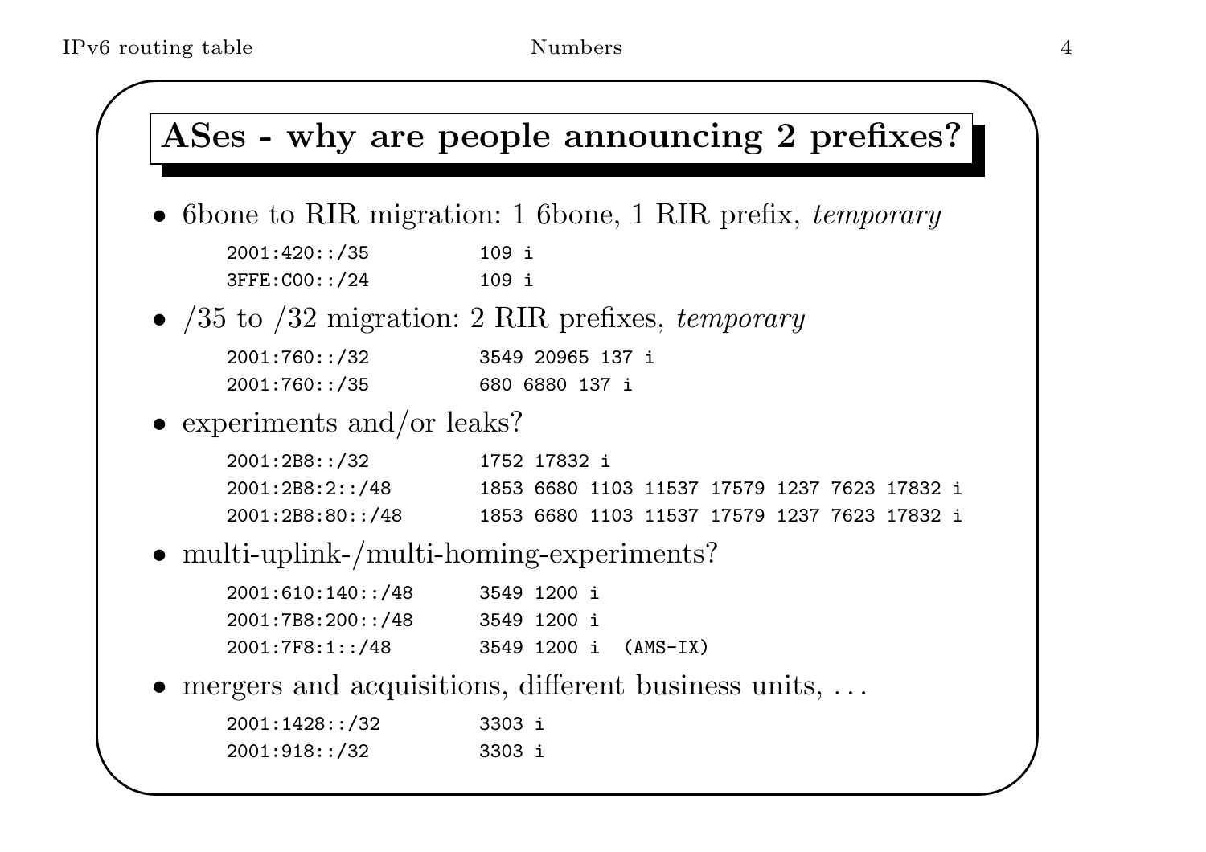## ASes - why are people announcing 2 prefixes?

- 6bone to RIR migration: 1 6bone, 1 RIR prefix, *temporary*

```
2001:420::/35          109 i
3FFE:C00::/24          109 i
```

- /35 to /32 migration: 2 RIR prefixes, *temporary*

```
2001:760::/32          3549 20965 137 i
2001:760::/35          680 6880 137 i
```

- experiments and/or leaks?

```
2001:2B8::/32          1752 17832 i
2001:2B8:2::/48        1853 6680 1103 11537 17579 1237 7623 17832 i
2001:2B8:80::/48       1853 6680 1103 11537 17579 1237 7623 17832 i
```

- multi-uplink-/multi-homing-experiments?

```
2001:610:140::/48      3549 1200 i
2001:7B8:200::/48      3549 1200 i
2001:7F8:1::/48        3549 1200 i  (AMS-IX)
```

- mergers and acquisitions, different business units, ...

```
2001:1428::/32         3303 i
2001:918::/32          3303 i
```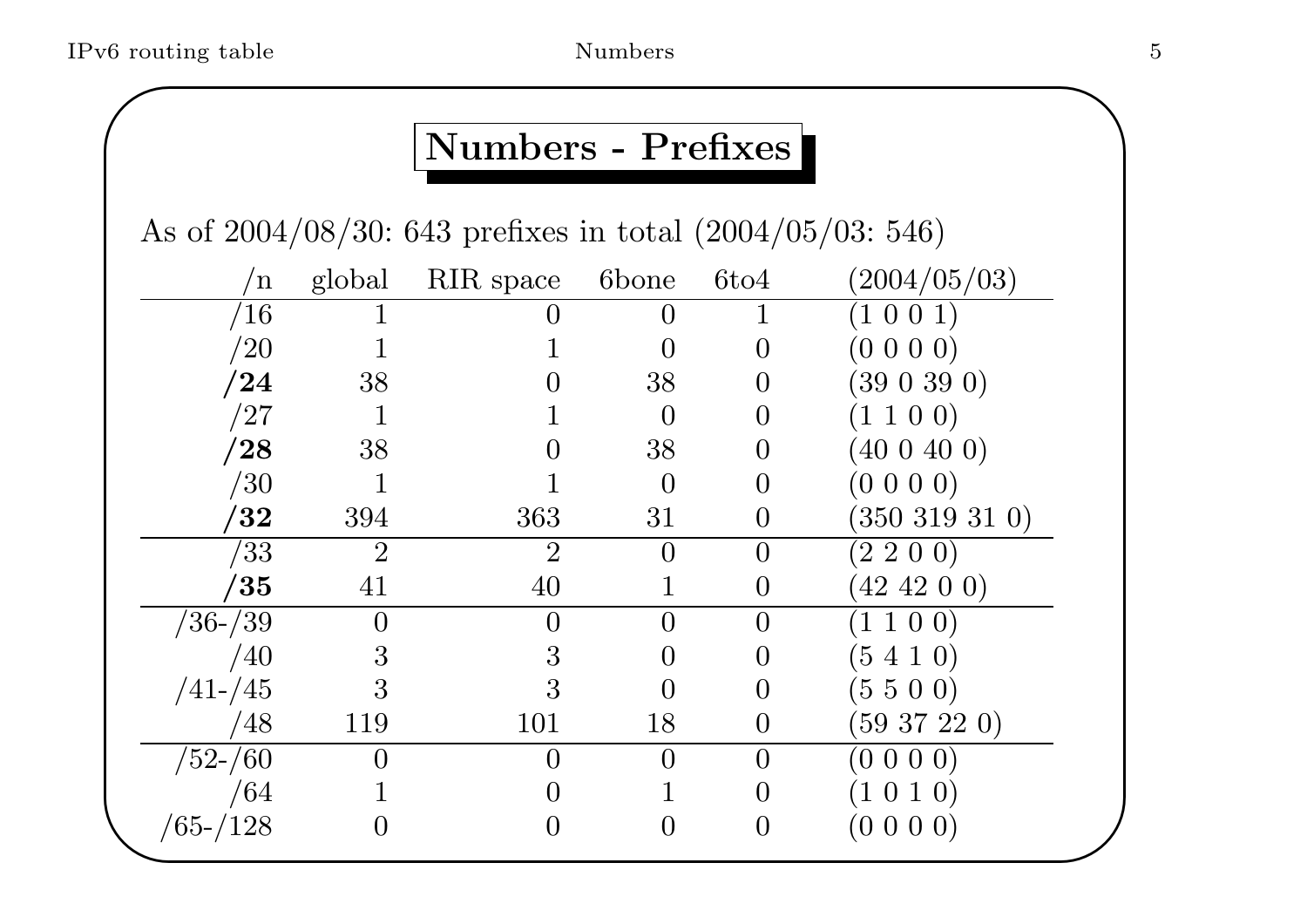# Numbers - Prefixes

As of 2004/08/30: 643 prefixes in total (2004/05/03: 546)

| /n | global | RIR space | 6bone | 6to4 | (2004/05/03) |
|---:|---:|---:|---:|---:|---|
| /16 | 1 | 0 | 0 | 1 | (1 0 0 1) |
| /20 | 1 | 1 | 0 | 0 | (0 0 0 0) |
| **/24** | 38 | 0 | 38 | 0 | (39 0 39 0) |
| /27 | 1 | 1 | 0 | 0 | (1 1 0 0) |
| **/28** | 38 | 0 | 38 | 0 | (40 0 40 0) |
| /30 | 1 | 1 | 0 | 0 | (0 0 0 0) |
| **/32** | 394 | 363 | 31 | 0 | (350 319 31 0) |
| /33 | 2 | 2 | 0 | 0 | (2 2 0 0) |
| **/35** | 41 | 40 | 1 | 0 | (42 42 0 0) |
| /36-/39 | 0 | 0 | 0 | 0 | (1 1 0 0) |
| /40 | 3 | 3 | 0 | 0 | (5 4 1 0) |
| /41-/45 | 3 | 3 | 0 | 0 | (5 5 0 0) |
| /48 | 119 | 101 | 18 | 0 | (59 37 22 0) |
| /52-/60 | 0 | 0 | 0 | 0 | (0 0 0 0) |
| /64 | 1 | 0 | 1 | 0 | (1 0 1 0) |
| /65-/128 | 0 | 0 | 0 | 0 | (0 0 0 0) |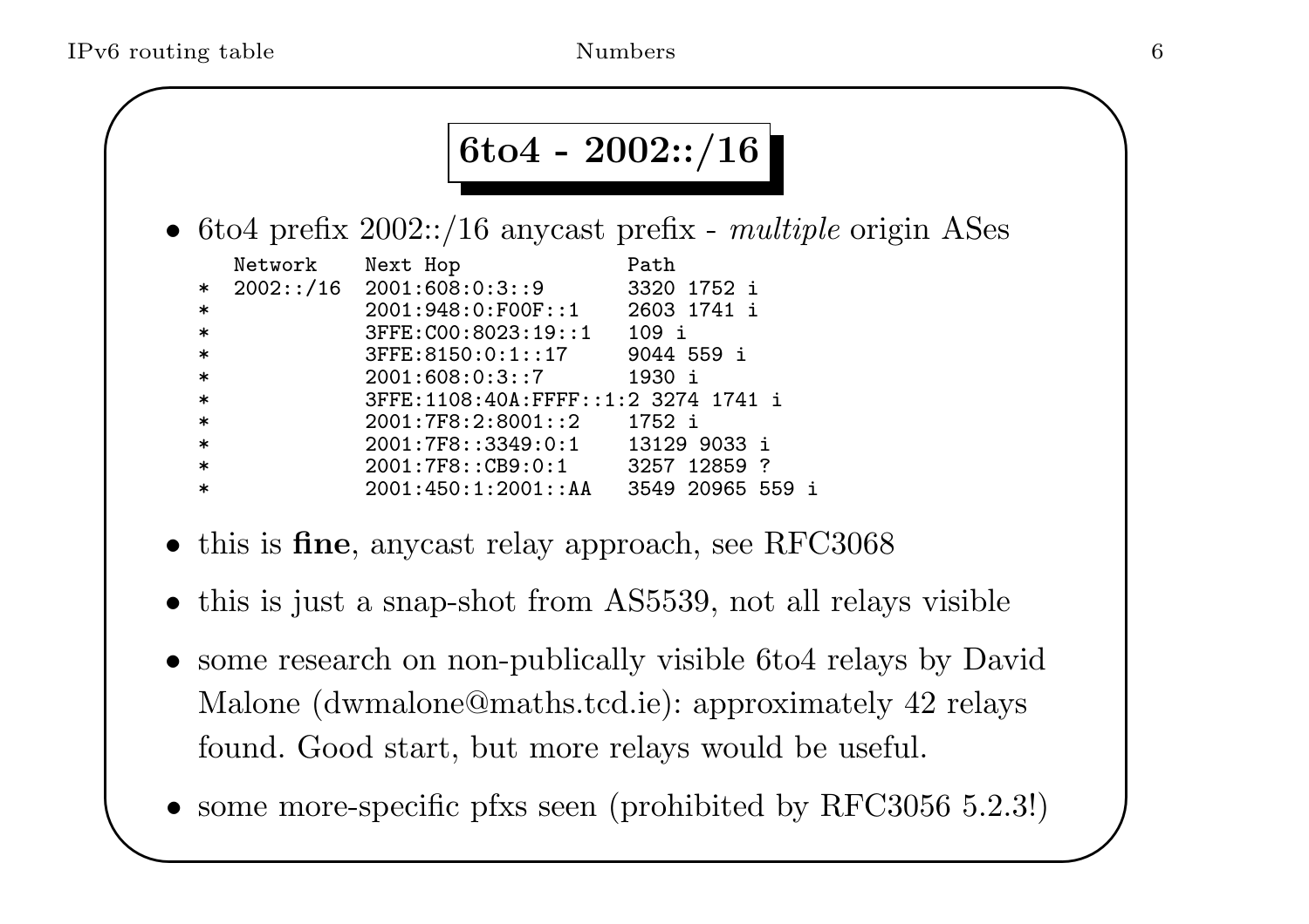# 6to4 - 2002::/16

- 6to4 prefix 2002::/16 anycast prefix - *multiple* origin ASes

```
   Network    Next Hop              Path
*  2002::/16  2001:608:0:3::9       3320 1752 i
*             2001:948:0:F00F::1    2603 1741 i
*             3FFE:C00:8023:19::1   109 i
*             3FFE:8150:0:1::17     9044 559 i
*             2001:608:0:3::7       1930 i
*             3FFE:1108:40A:FFFF::1:2 3274 1741 i
*             2001:7F8:2:8001::2    1752 i
*             2001:7F8::3349:0:1    13129 9033 i
*             2001:7F8::CB9:0:1     3257 12859 ?
*             2001:450:1:2001::AA   3549 20965 559 i
```

- this is **fine**, anycast relay approach, see RFC3068
- this is just a snap-shot from AS5539, not all relays visible
- some research on non-publically visible 6to4 relays by David Malone (dwmalone@maths.tcd.ie): approximately 42 relays found. Good start, but more relays would be useful.
- some more-specific pfxs seen (prohibited by RFC3056 5.2.3!)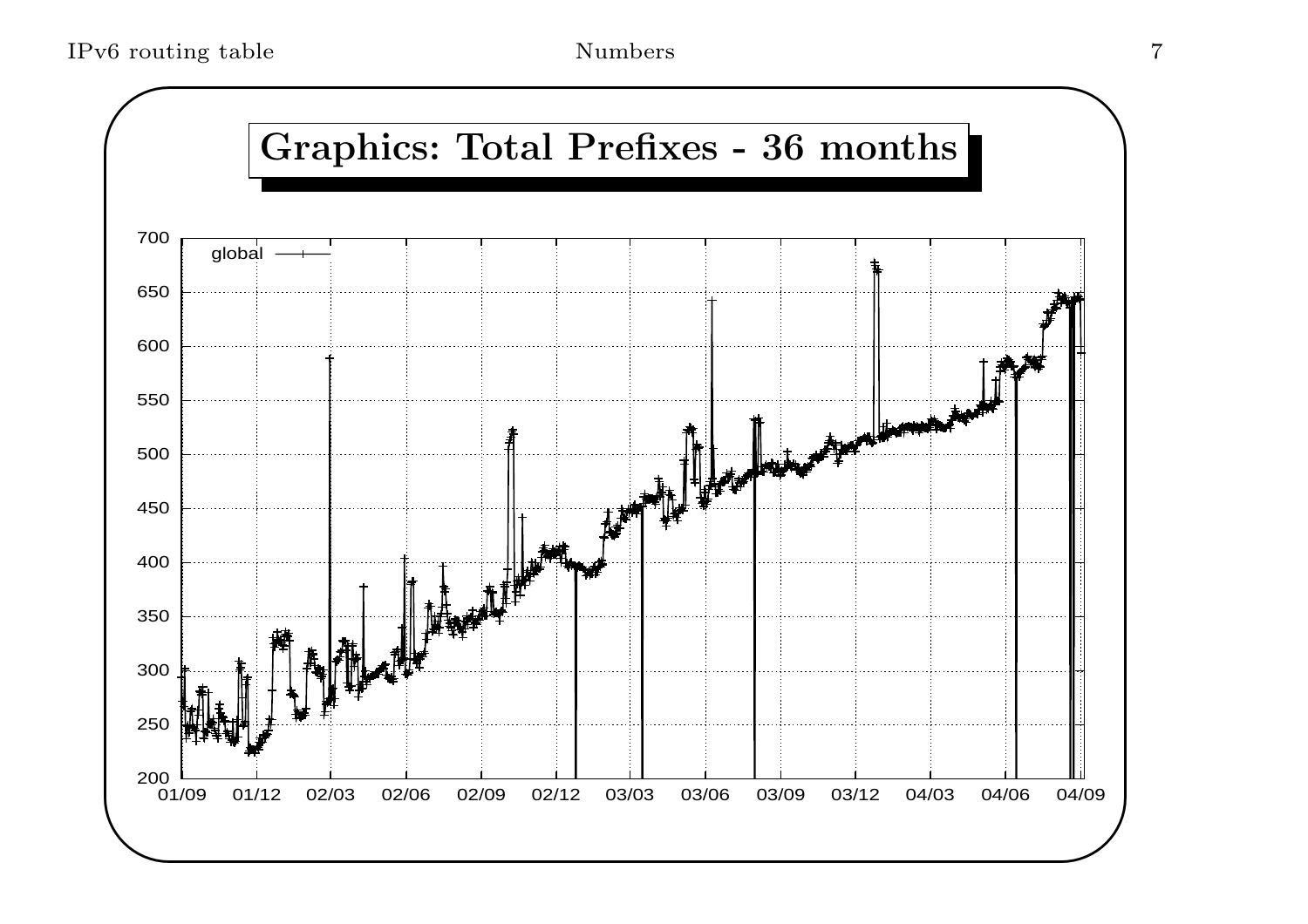## Graphics: Total Prefixes - 36 months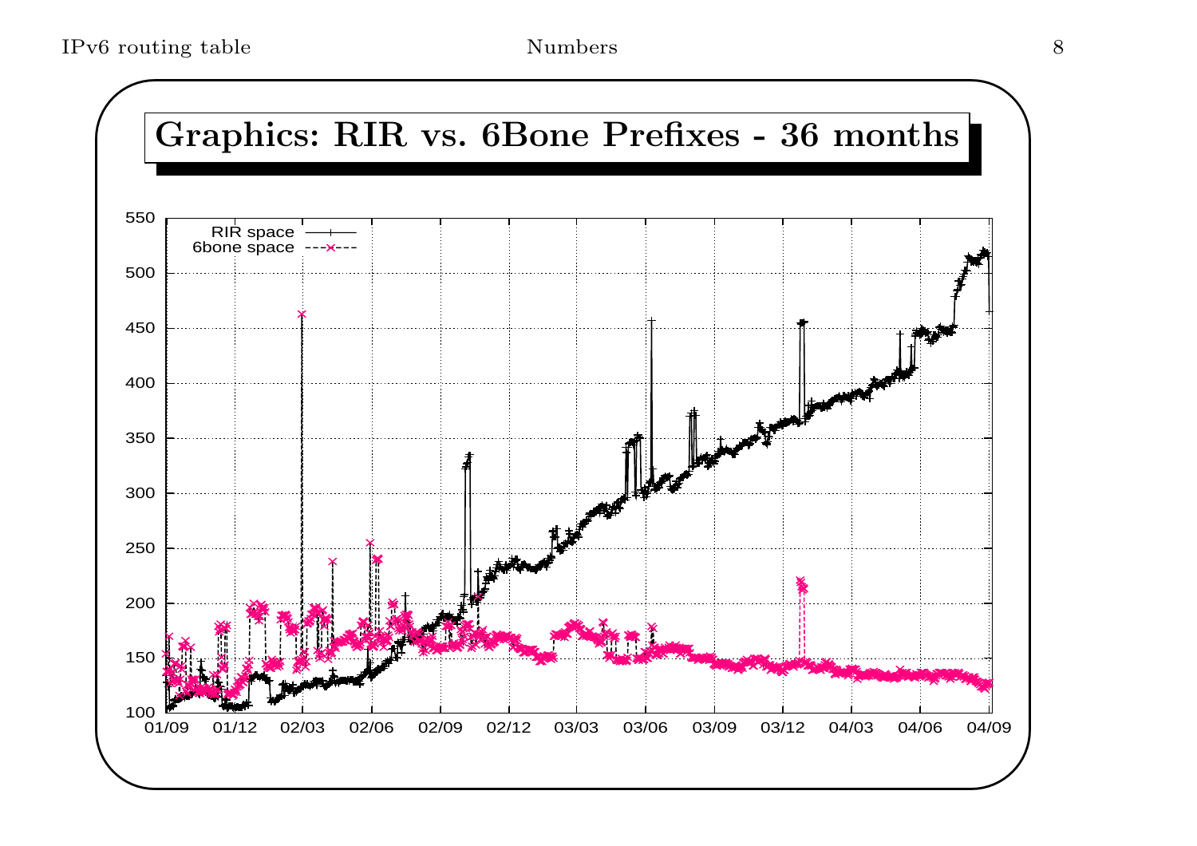# Graphics: RIR vs. 6Bone Prefixes - 36 months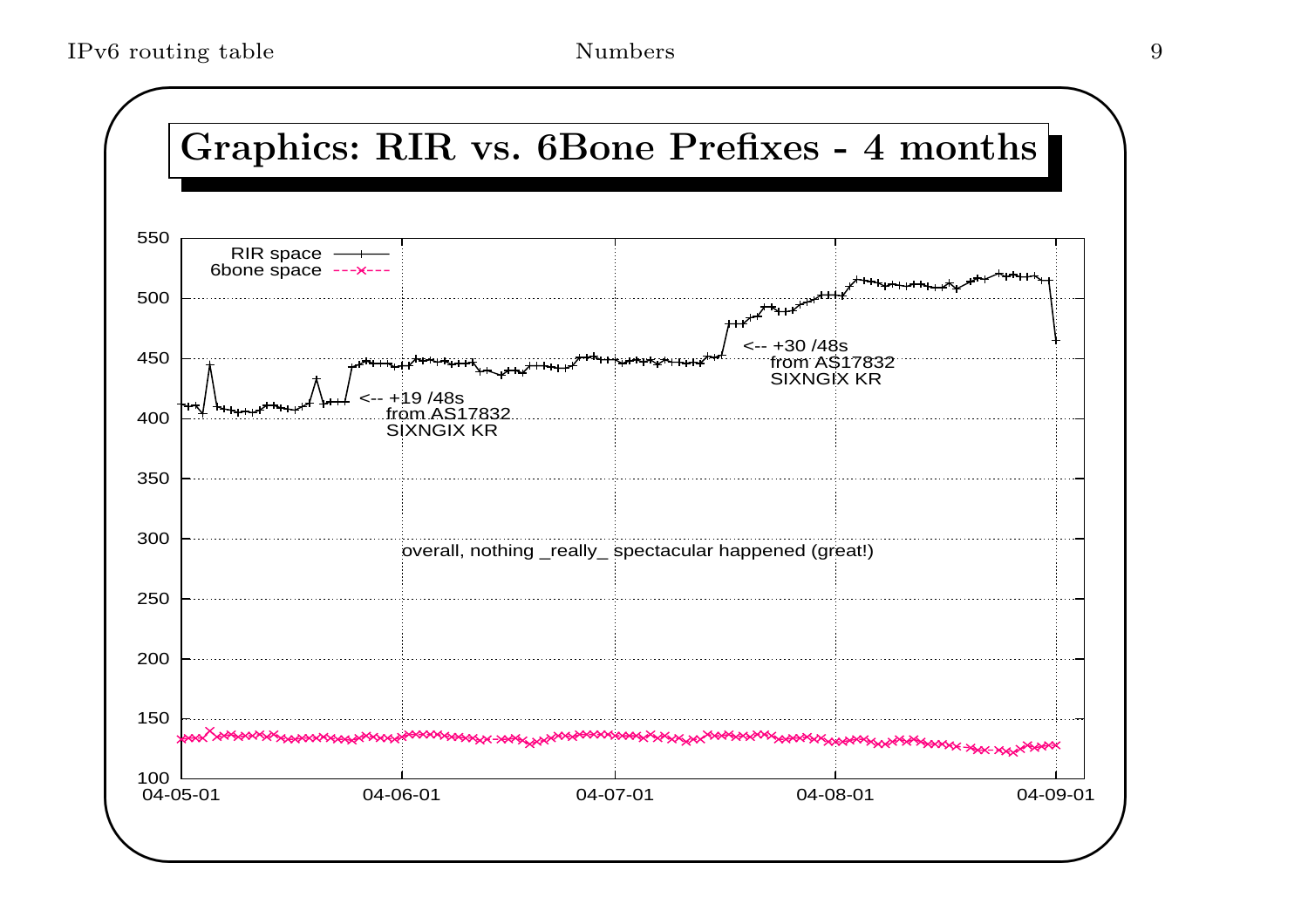# Graphics: RIR vs. 6Bone Prefixes - 4 months

RIR space

6bone space

<-- +19 /48s from AS17832 SIXNGIX KR

<-- +30 /48s from AS17832 SIXNGIX KR

overall, nothing _really_ spectacular happened (great!)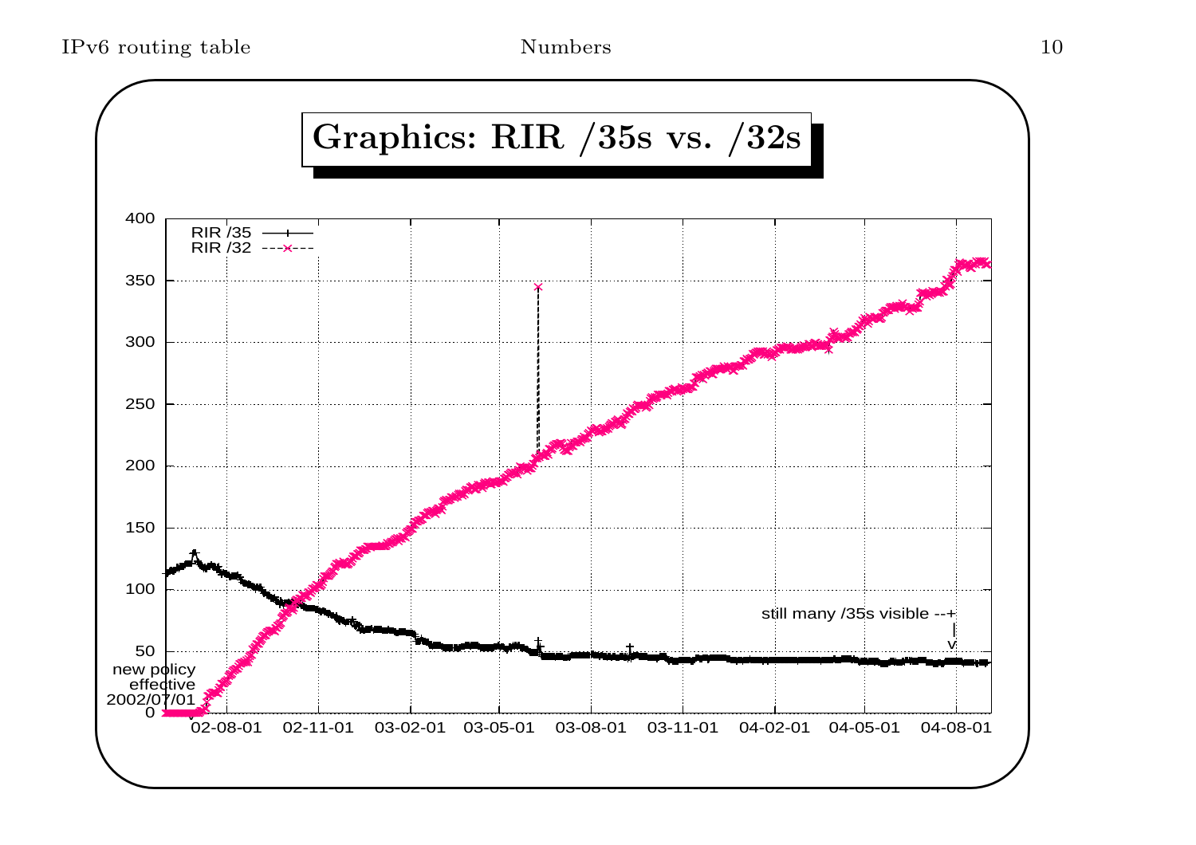# Graphics: RIR /35s vs. /32s

RIR /35
RIR /32

new policy effective 2002/07/01

still many /35s visible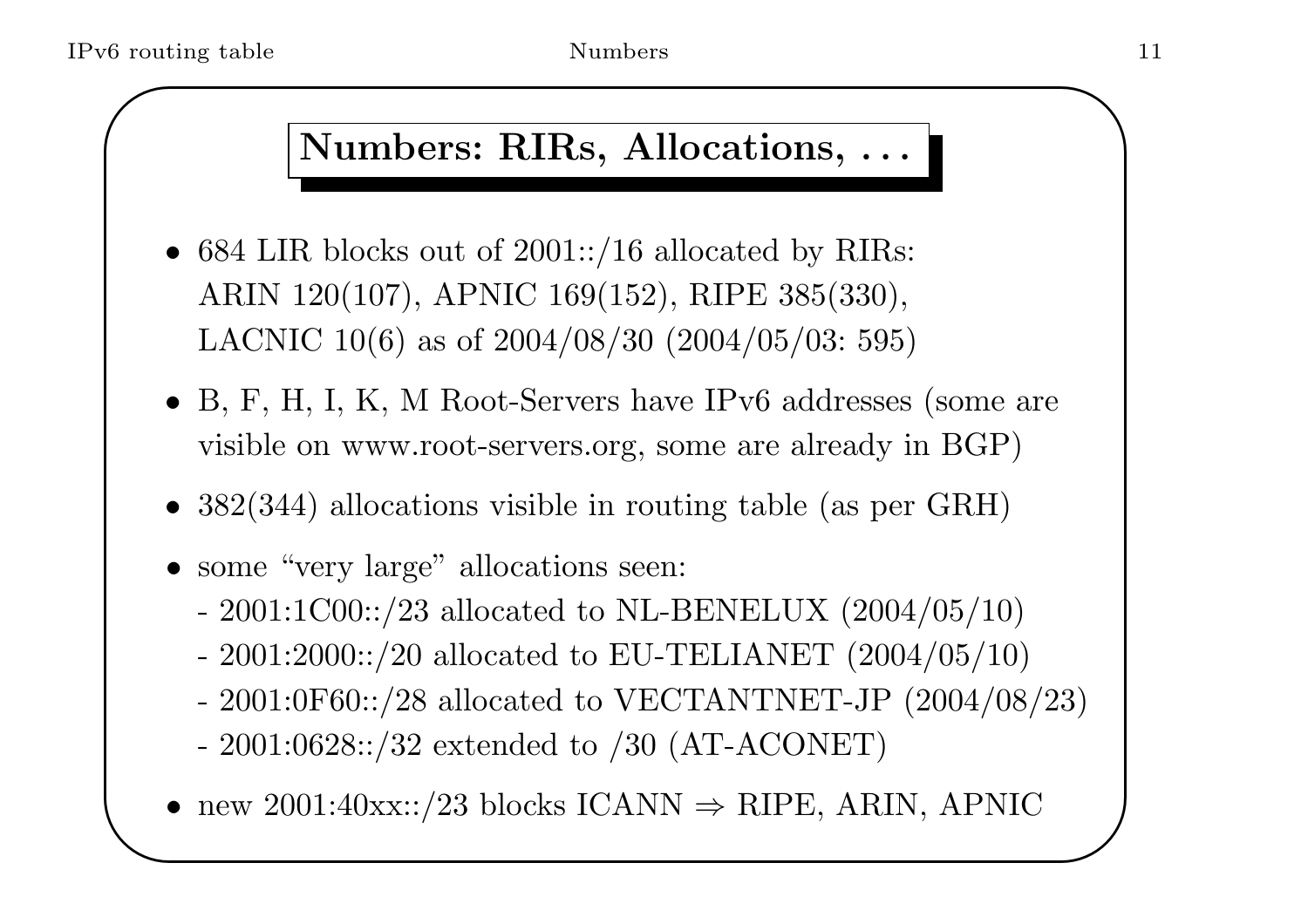## Numbers: RIRs, Allocations, . . .

- 684 LIR blocks out of 2001::/16 allocated by RIRs: ARIN 120(107), APNIC 169(152), RIPE 385(330), LACNIC 10(6) as of 2004/08/30 (2004/05/03: 595)
- B, F, H, I, K, M Root-Servers have IPv6 addresses (some are visible on www.root-servers.org, some are already in BGP)
- 382(344) allocations visible in routing table (as per GRH)
- some "very large" allocations seen:
  - 2001:1C00::/23 allocated to NL-BENELUX (2004/05/10)
  - 2001:2000::/20 allocated to EU-TELIANET (2004/05/10)
  - 2001:0F60::/28 allocated to VECTANTNET-JP (2004/08/23)
  - 2001:0628::/32 extended to /30 (AT-ACONET)
- new 2001:40xx::/23 blocks ICANN ⇒ RIPE, ARIN, APNIC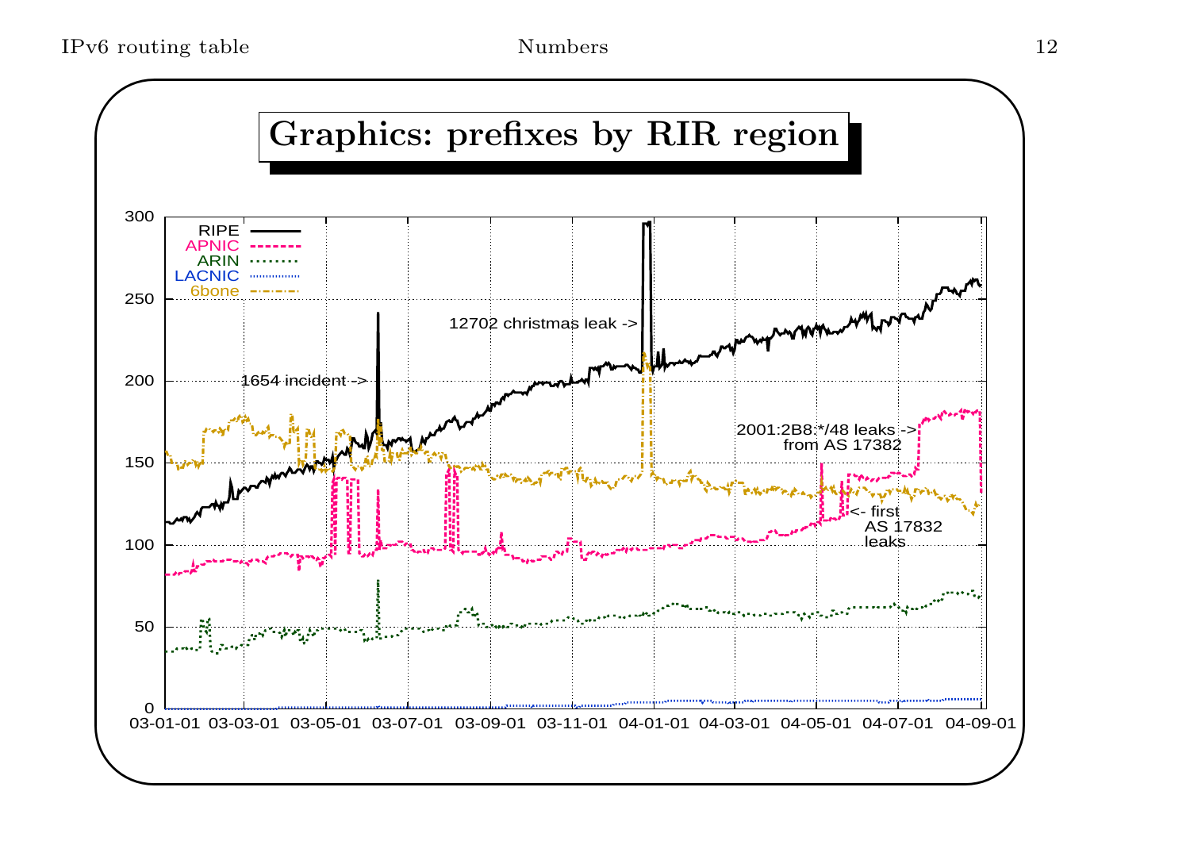# Graphics: prefixes by RIR region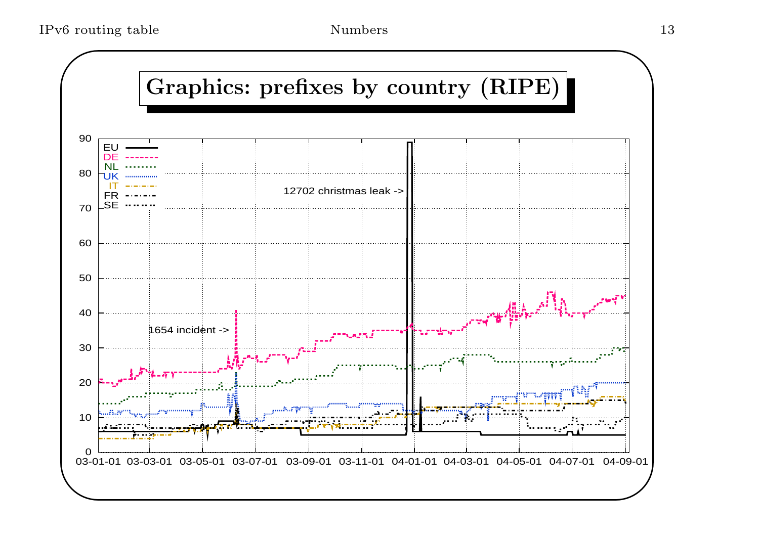## Graphics: prefixes by country (RIPE)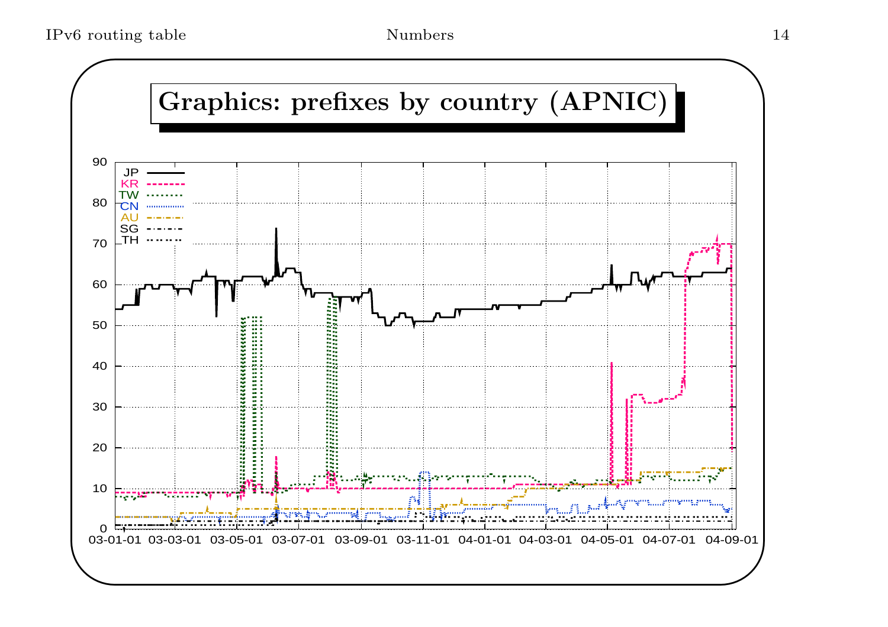# Graphics: prefixes by country (APNIC)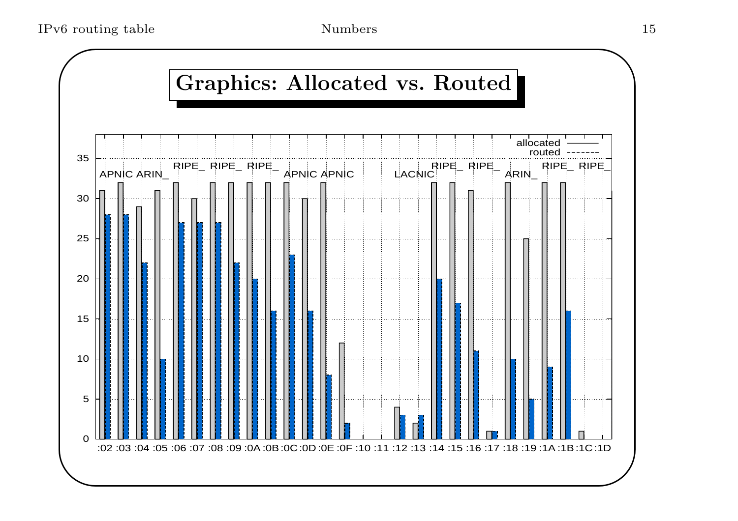# Graphics: Allocated vs. Routed

| Prefix | Registry | allocated | routed |
|---|---|---|---|
| :02 | APNIC | 31 | 28 |
| :03 | ARIN_ | 32 | 28 |
| :04 | RIPE_ | 29 | 22 |
| :05 | RIPE_ | 31 | 10 |
| :06 | RIPE_ | 32 | 27 |
| :07 | APNIC | 30 | 27 |
| :08 | APNIC | 32 | 27 |
| :09 | | 32 | 22 |
| :0A | | 32 | 20 |
| :0B | | 32 | 16 |
| :0C | | 32 | 23 |
| :0D | | 30 | 16 |
| :0E | | 32 | 8 |
| :0F | | 12 | 2 |
| :10 | | 0 | 0 |
| :11 | | 0 | 0 |
| :12 | LACNIC | 4 | 3 |
| :13 | | 2 | 3 |
| :14 | RIPE_ | 32 | 20 |
| :15 | RIPE_ | 32 | 17 |
| :16 | ARIN_ | 31 | 11 |
| :17 | | 1 | 1 |
| :18 | RIPE_ | 32 | 10 |
| :19 | RIPE_ | 25 | 5 |
| :1A | | 32 | 9 |
| :1B | | 32 | 16 |
| :1C | | 1 | 0 |
| :1D | | 0 | 0 |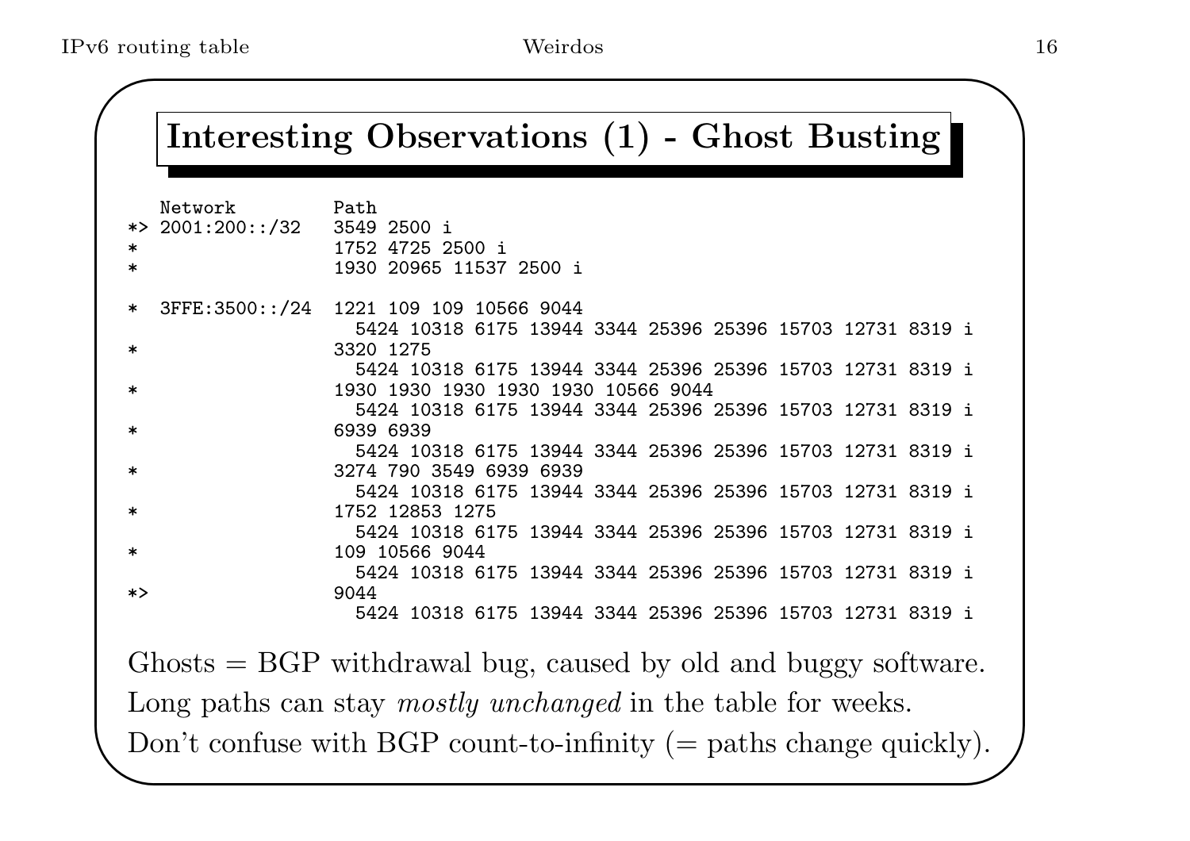# Interesting Observations (1) - Ghost Busting

```
   Network          Path
*> 2001:200::/32   3549 2500 i
*                  1752 4725 2500 i
*                  1930 20965 11537 2500 i

*  3FFE:3500::/24  1221 109 109 10566 9044
                     5424 10318 6175 13944 3344 25396 25396 15703 12731 8319 i
*                  3320 1275
                     5424 10318 6175 13944 3344 25396 25396 15703 12731 8319 i
*                  1930 1930 1930 1930 1930 10566 9044
                     5424 10318 6175 13944 3344 25396 25396 15703 12731 8319 i
*                  6939 6939
                     5424 10318 6175 13944 3344 25396 25396 15703 12731 8319 i
*                  3274 790 3549 6939 6939
                     5424 10318 6175 13944 3344 25396 25396 15703 12731 8319 i
*                  1752 12853 1275
                     5424 10318 6175 13944 3344 25396 25396 15703 12731 8319 i
*                  109 10566 9044
                     5424 10318 6175 13944 3344 25396 25396 15703 12731 8319 i
*>                 9044
                     5424 10318 6175 13944 3344 25396 25396 15703 12731 8319 i
```

Ghosts = BGP withdrawal bug, caused by old and buggy software.

Long paths can stay *mostly unchanged* in the table for weeks.

Don't confuse with BGP count-to-infinity (= paths change quickly).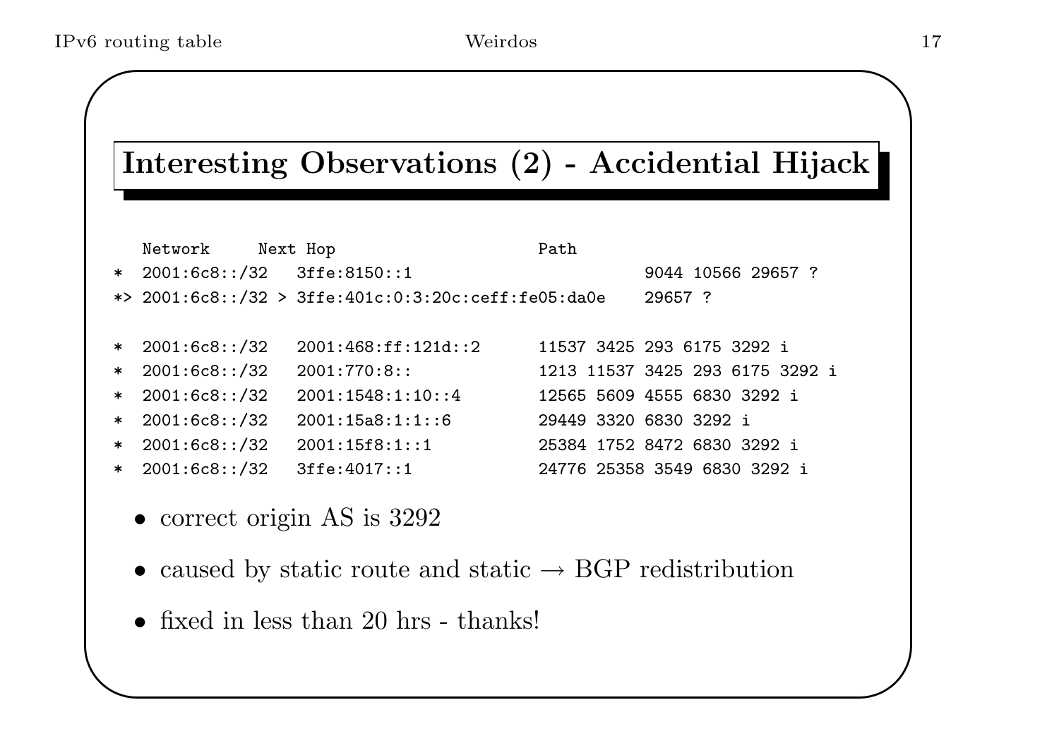## Interesting Observations (2) - Accidental Hijack

```
   Network     Next Hop                        Path
*  2001:6c8::/32   3ffe:8150::1                         9044 10566 29657 ?
*> 2001:6c8::/32 > 3ffe:401c:0:3:20c:ceff:fe05:da0e     29657 ?

*  2001:6c8::/32   2001:468:ff:121d::2      11537 3425 293 6175 3292 i
*  2001:6c8::/32   2001:770:8::             1213 11537 3425 293 6175 3292 i
*  2001:6c8::/32   2001:1548:1:10::4        12565 5609 4555 6830 3292 i
*  2001:6c8::/32   2001:15a8:1:1::6         29449 3320 6830 3292 i
*  2001:6c8::/32   2001:15f8:1::1           25384 1752 8472 6830 3292 i
*  2001:6c8::/32   3ffe:4017::1             24776 25358 3549 6830 3292 i
```

- correct origin AS is 3292
- caused by static route and static → BGP redistribution
- fixed in less than 20 hrs - thanks!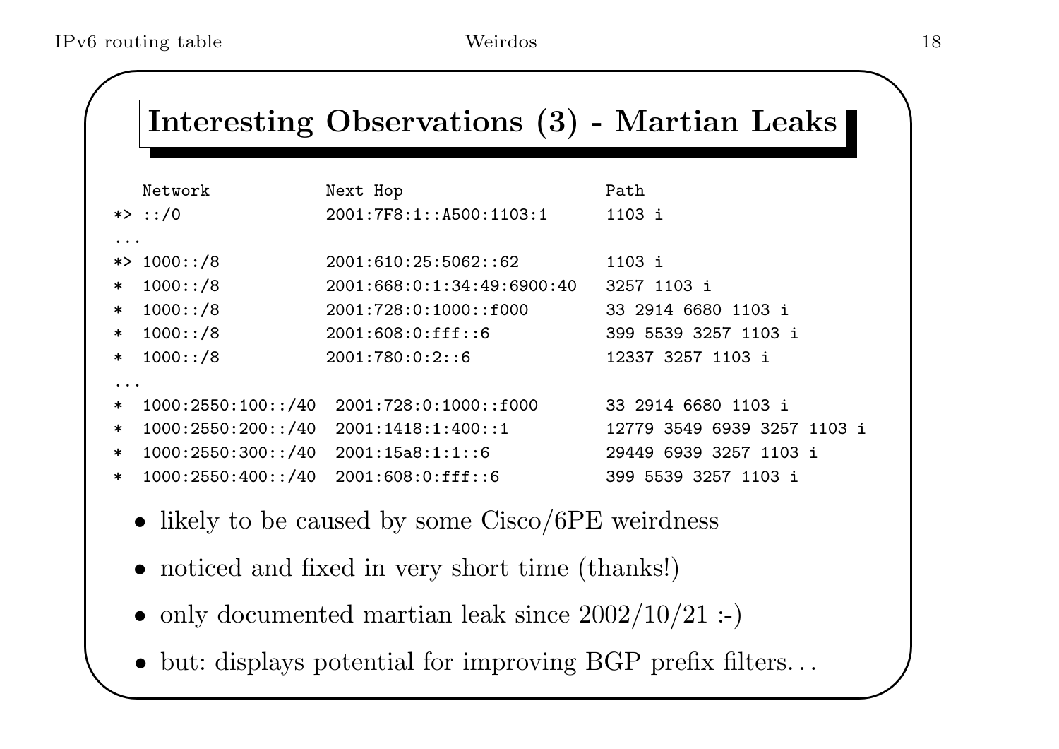## Interesting Observations (3) - Martian Leaks

```
   Network            Next Hop                    Path
*> ::/0               2001:7F8:1::A500:1103:1     1103 i
...
*> 1000::/8           2001:610:25:5062::62        1103 i
*  1000::/8           2001:668:0:1:34:49:6900:40  3257 1103 i
*  1000::/8           2001:728:0:1000::f000       33 2914 6680 1103 i
*  1000::/8           2001:608:0:fff::6           399 5539 3257 1103 i
*  1000::/8           2001:780:0:2::6             12337 3257 1103 i
...
*  1000:2550:100::/40  2001:728:0:1000::f000      33 2914 6680 1103 i
*  1000:2550:200::/40  2001:1418:1:400::1         12779 3549 6939 3257 1103 i
*  1000:2550:300::/40  2001:15a8:1:1::6           29449 6939 3257 1103 i
*  1000:2550:400::/40  2001:608:0:fff::6          399 5539 3257 1103 i
```

- likely to be caused by some Cisco/6PE weirdness
- noticed and fixed in very short time (thanks!)
- only documented martian leak since 2002/10/21 :-)
- but: displays potential for improving BGP prefix filters...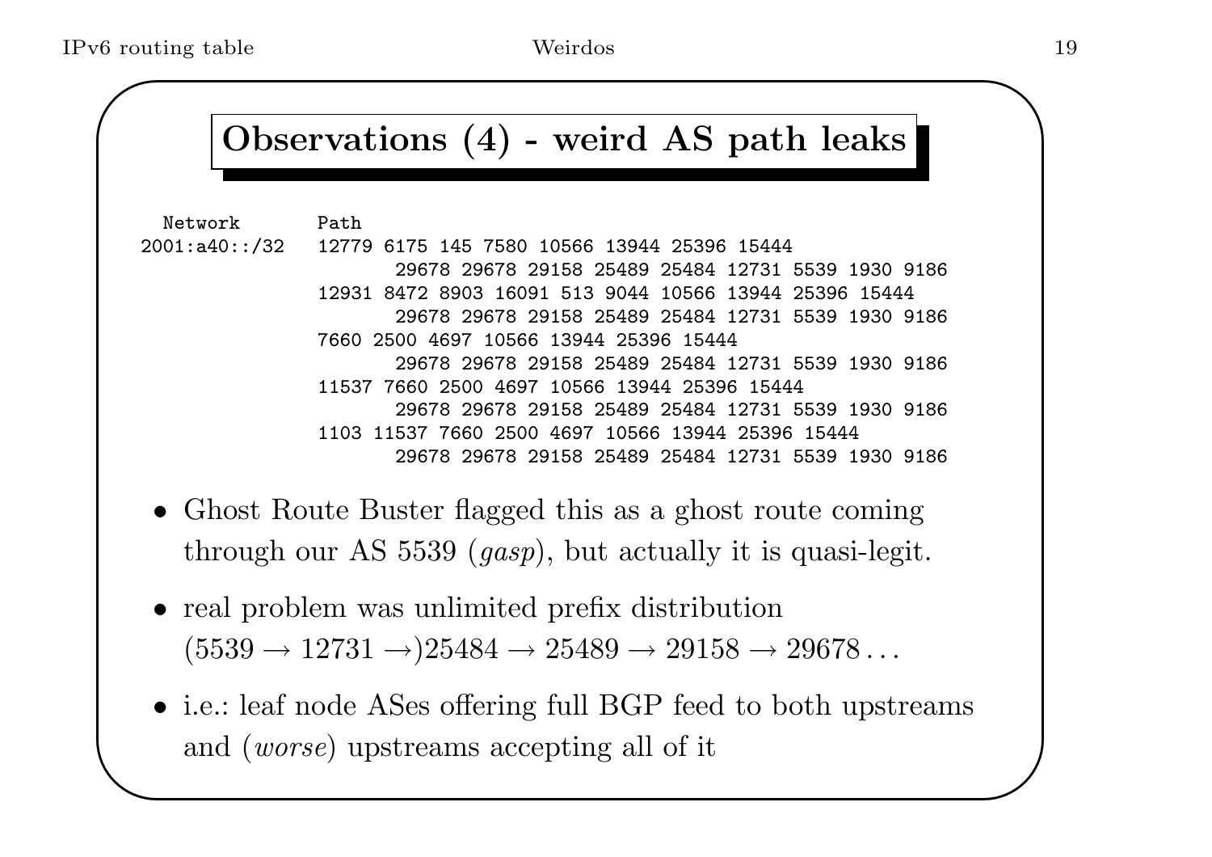## Observations (4) - weird AS path leaks

```
  Network       Path
2001:a40::/32   12779 6175 145 7580 10566 13944 25396 15444
                       29678 29678 29158 25489 25484 12731 5539 1930 9186
                12931 8472 8903 16091 513 9044 10566 13944 25396 15444
                       29678 29678 29158 25489 25484 12731 5539 1930 9186
                7660 2500 4697 10566 13944 25396 15444
                       29678 29678 29158 25489 25484 12731 5539 1930 9186
                11537 7660 2500 4697 10566 13944 25396 15444
                       29678 29678 29158 25489 25484 12731 5539 1930 9186
                1103 11537 7660 2500 4697 10566 13944 25396 15444
                       29678 29678 29158 25489 25484 12731 5539 1930 9186
```

- Ghost Route Buster flagged this as a ghost route coming through our AS 5539 (*gasp*), but actually it is quasi-legit.
- real problem was unlimited prefix distribution $(5539 \rightarrow 12731 \rightarrow) 25484 \rightarrow 25489 \rightarrow 29158 \rightarrow 29678 \ldots$
- i.e.: leaf node ASes offering full BGP feed to both upstreams and (*worse*) upstreams accepting all of it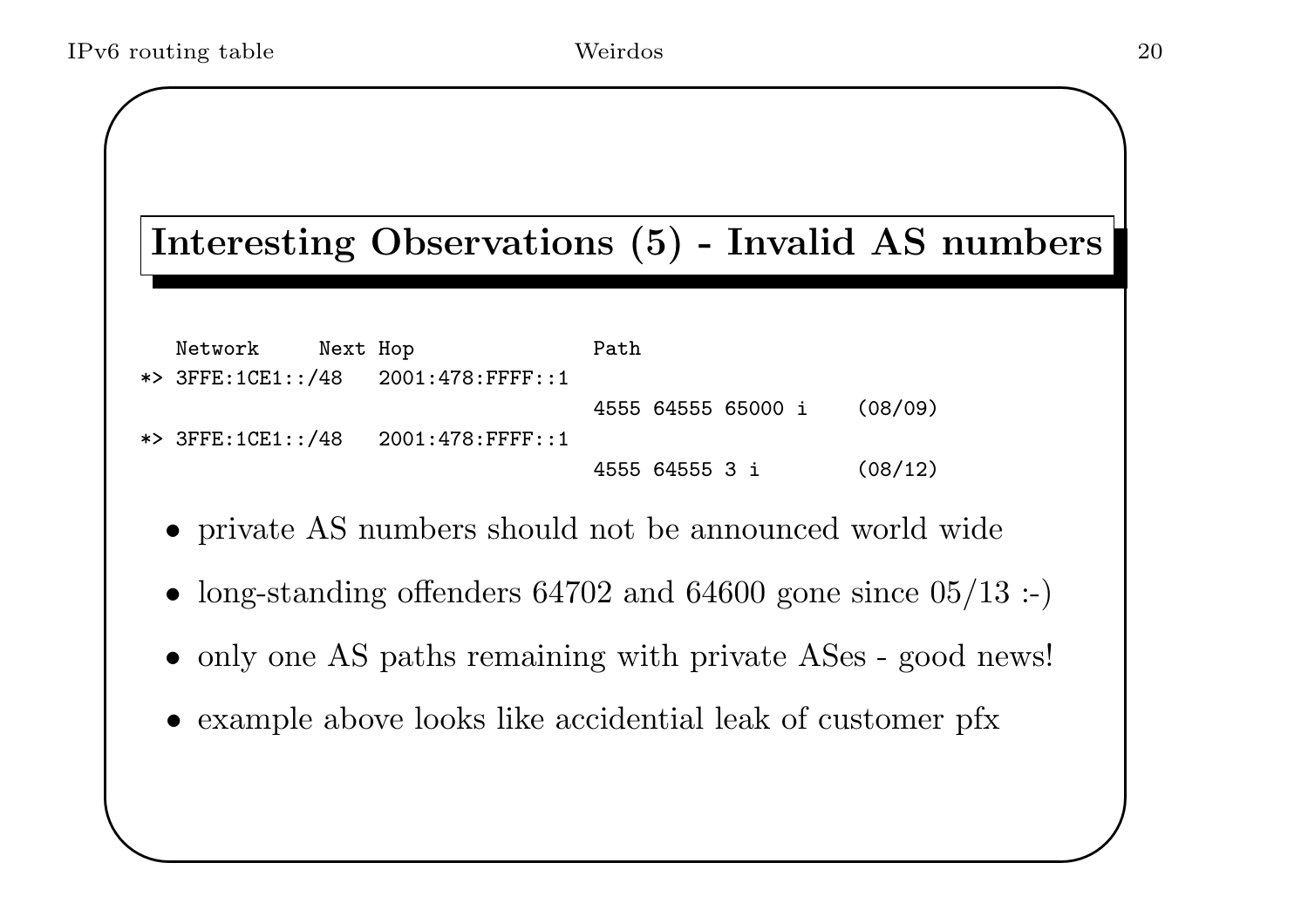## Interesting Observations (5) - Invalid AS numbers

```
   Network     Next Hop               Path
*> 3FFE:1CE1::/48   2001:478:FFFF::1
                                      4555 64555 65000 i    (08/09)
*> 3FFE:1CE1::/48   2001:478:FFFF::1
                                      4555 64555 3 i        (08/12)
```

- private AS numbers should not be announced world wide
- long-standing offenders 64702 and 64600 gone since 05/13 :-)
- only one AS paths remaining with private ASes - good news!
- example above looks like accidential leak of customer pfx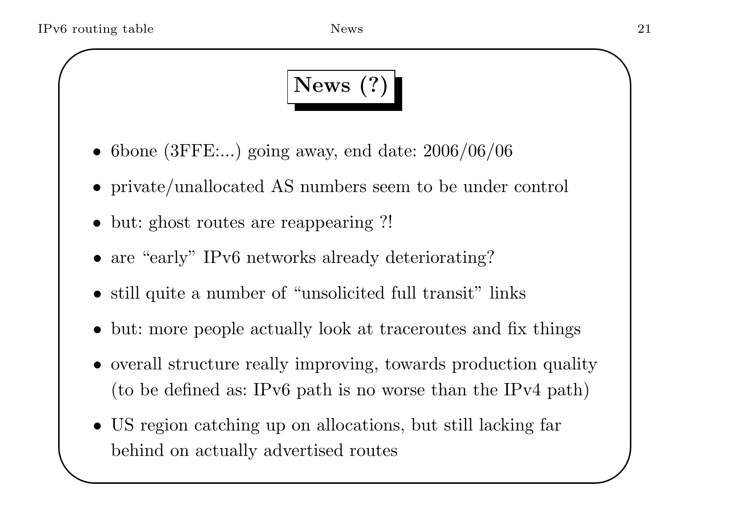# News (?)

- 6bone (3FFE:...) going away, end date: 2006/06/06
- private/unallocated AS numbers seem to be under control
- but: ghost routes are reappearing ?!
- are "early" IPv6 networks already deteriorating?
- still quite a number of "unsolicited full transit" links
- but: more people actually look at traceroutes and fix things
- overall structure really improving, towards production quality (to be defined as: IPv6 path is no worse than the IPv4 path)
- US region catching up on allocations, but still lacking far behind on actually advertised routes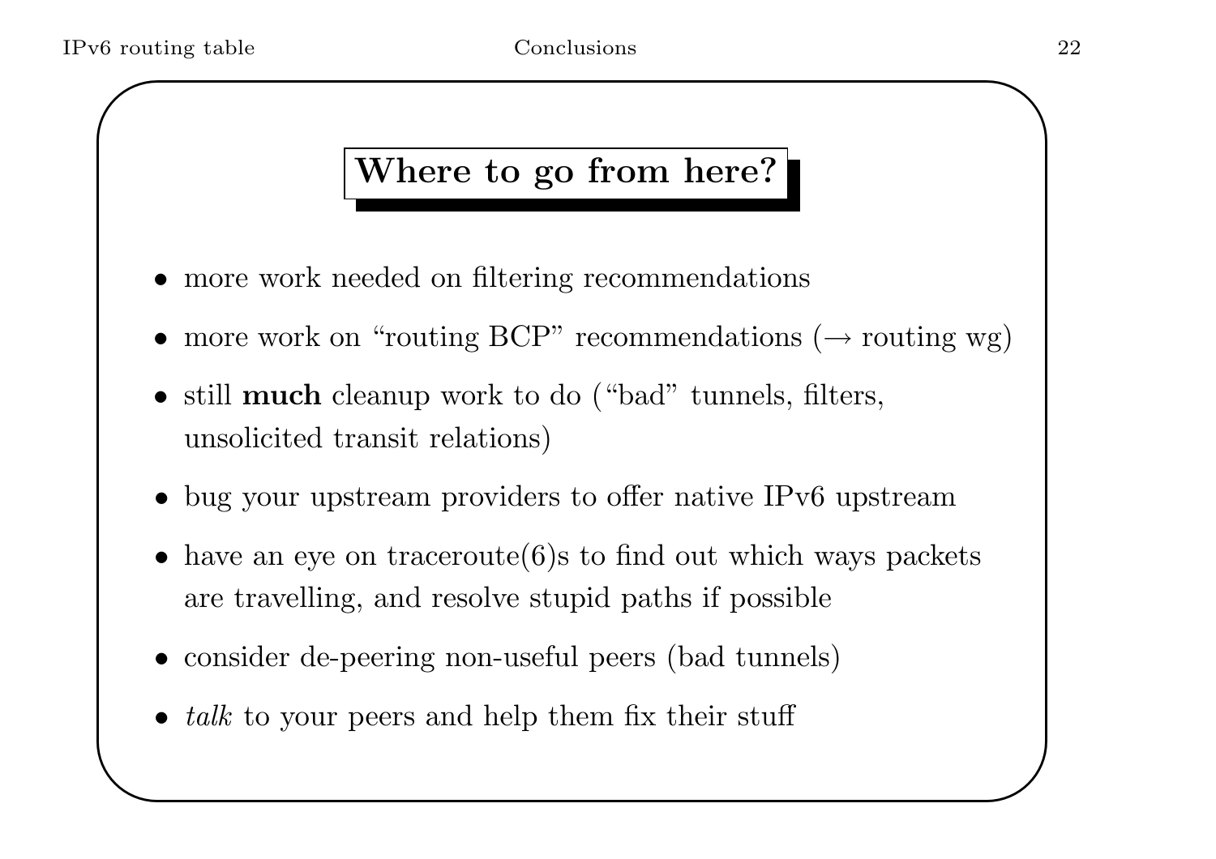## Where to go from here?

- more work needed on filtering recommendations
- more work on "routing BCP" recommendations (→ routing wg)
- still **much** cleanup work to do ("bad" tunnels, filters, unsolicited transit relations)
- bug your upstream providers to offer native IPv6 upstream
- have an eye on traceroute(6)s to find out which ways packets are travelling, and resolve stupid paths if possible
- consider de-peering non-useful peers (bad tunnels)
- *talk* to your peers and help them fix their stuff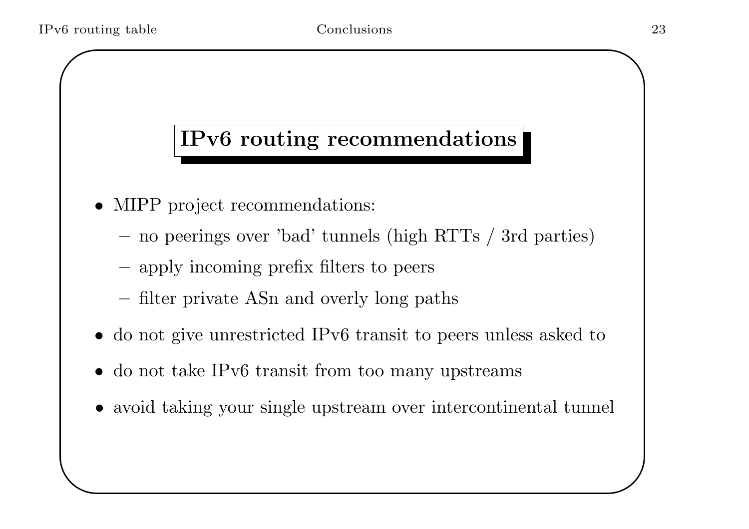## IPv6 routing recommendations

- MIPP project recommendations:
  - no peerings over 'bad' tunnels (high RTTs / 3rd parties)
  - apply incoming prefix filters to peers
  - filter private ASn and overly long paths
- do not give unrestricted IPv6 transit to peers unless asked to
- do not take IPv6 transit from too many upstreams
- avoid taking your single upstream over intercontinental tunnel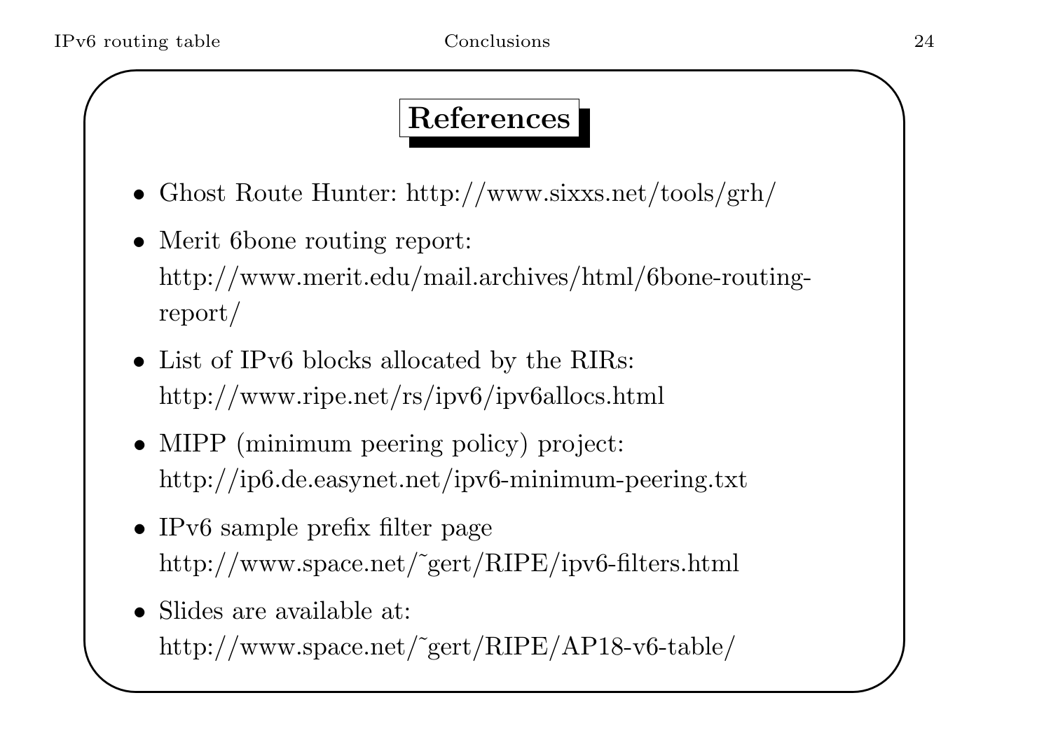# References

- Ghost Route Hunter: http://www.sixxs.net/tools/grh/
- Merit 6bone routing report: http://www.merit.edu/mail.archives/html/6bone-routing-report/
- List of IPv6 blocks allocated by the RIRs: http://www.ripe.net/rs/ipv6/ipv6allocs.html
- MIPP (minimum peering policy) project: http://ip6.de.easynet.net/ipv6-minimum-peering.txt
- IPv6 sample prefix filter page http://www.space.net/~gert/RIPE/ipv6-filters.html
- Slides are available at: http://www.space.net/~gert/RIPE/AP18-v6-table/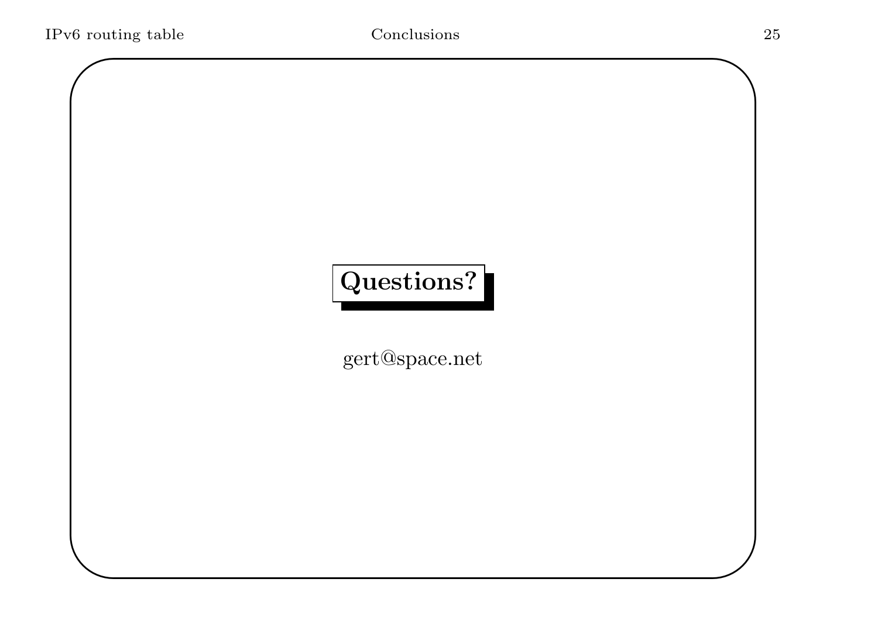**Questions?**

gert@space.net